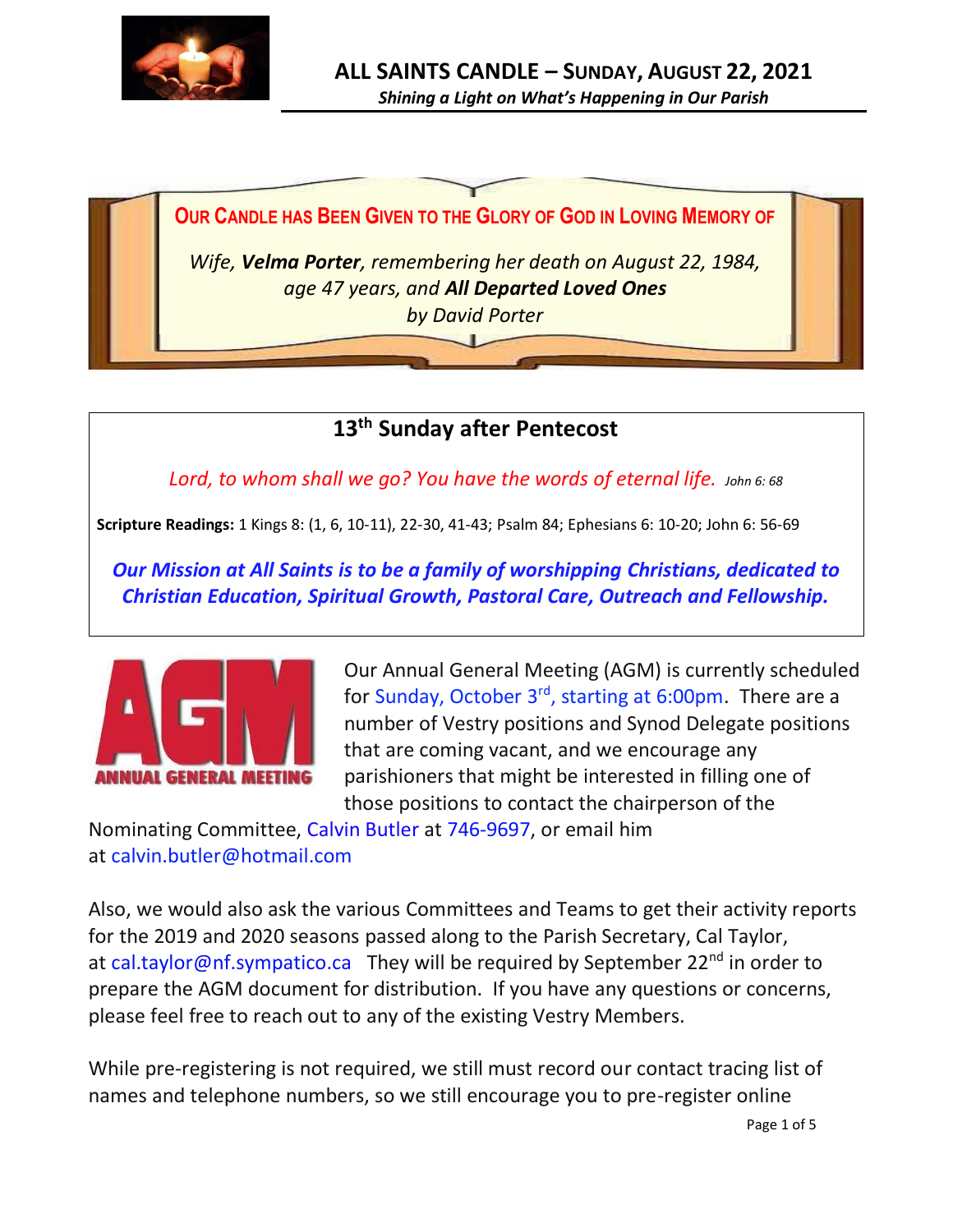# ALL SAINTS CANDLE – SUNDAY, AUGUST 22, 2021

***Shining a Light on What's Happening in Our Parish***

**OUR CANDLE HAS BEEN GIVEN TO THE GLORY OF GOD IN LOVING MEMORY OF**

*Wife, **Velma Porter**, remembering her death on August 22, 1984, age 47 years, and **All Departed Loved Ones** by David Porter*

## 13th Sunday after Pentecost

*Lord, to whom shall we go? You have the words of eternal life.* *John 6: 68*

**Scripture Readings:** 1 Kings 8: (1, 6, 10-11), 22-30, 41-43; Psalm 84; Ephesians 6: 10-20; John 6: 56-69

***Our Mission at All Saints is to be a family of worshipping Christians, dedicated to Christian Education, Spiritual Growth, Pastoral Care, Outreach and Fellowship.***

AGM ANNUAL GENERAL MEETING

Our Annual General Meeting (AGM) is currently scheduled for Sunday, October 3rd, starting at 6:00pm. There are a number of Vestry positions and Synod Delegate positions that are coming vacant, and we encourage any parishioners that might be interested in filling one of those positions to contact the chairperson of the Nominating Committee, Calvin Butler at 746-9697, or email him at calvin.butler@hotmail.com

Also, we would also ask the various Committees and Teams to get their activity reports for the 2019 and 2020 seasons passed along to the Parish Secretary, Cal Taylor, at cal.taylor@nf.sympatico.ca They will be required by September 22nd in order to prepare the AGM document for distribution. If you have any questions or concerns, please feel free to reach out to any of the existing Vestry Members.

While pre-registering is not required, we still must record our contact tracing list of names and telephone numbers, so we still encourage you to pre-register online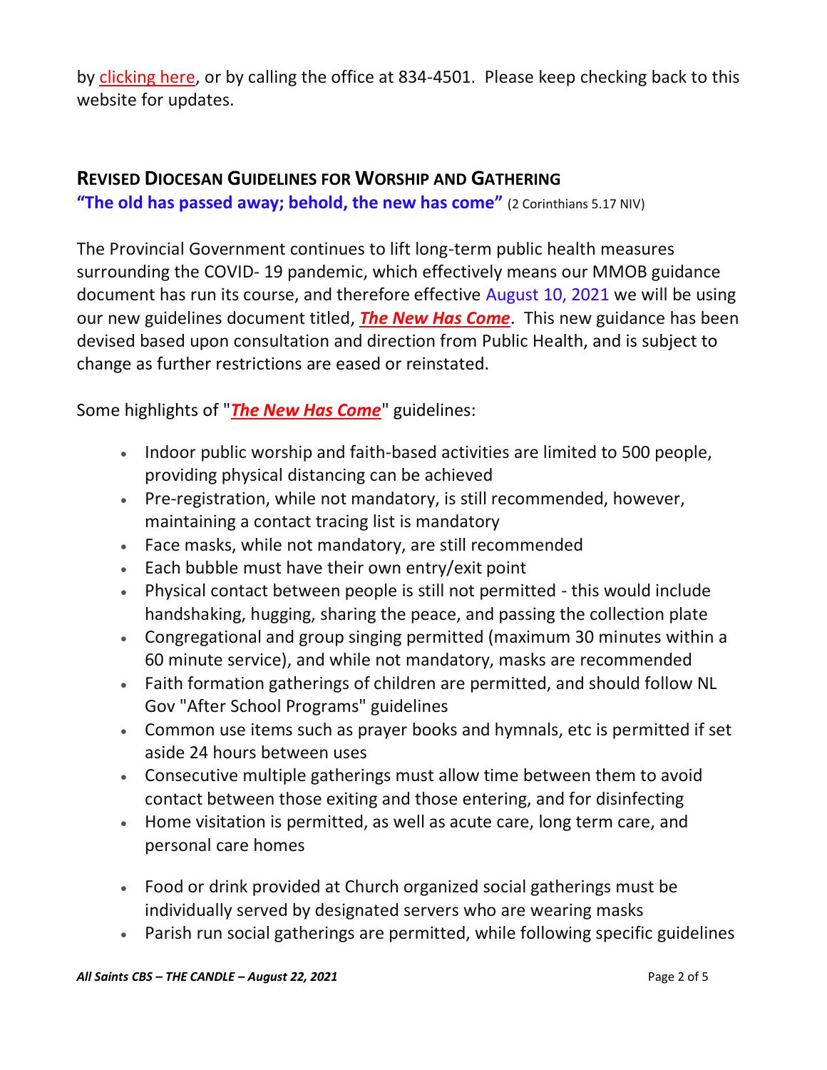by clicking here, or by calling the office at 834-4501. Please keep checking back to this website for updates.

## REVISED DIOCESAN GUIDELINES FOR WORSHIP AND GATHERING

**"The old has passed away; behold, the new has come"** (2 Corinthians 5.17 NIV)

The Provincial Government continues to lift long-term public health measures surrounding the COVID- 19 pandemic, which effectively means our MMOB guidance document has run its course, and therefore effective August 10, 2021 we will be using our new guidelines document titled, ***The New Has Come***. This new guidance has been devised based upon consultation and direction from Public Health, and is subject to change as further restrictions are eased or reinstated.

Some highlights of "***The New Has Come***" guidelines:

- Indoor public worship and faith-based activities are limited to 500 people, providing physical distancing can be achieved
- Pre-registration, while not mandatory, is still recommended, however, maintaining a contact tracing list is mandatory
- Face masks, while not mandatory, are still recommended
- Each bubble must have their own entry/exit point
- Physical contact between people is still not permitted - this would include handshaking, hugging, sharing the peace, and passing the collection plate
- Congregational and group singing permitted (maximum 30 minutes within a 60 minute service), and while not mandatory, masks are recommended
- Faith formation gatherings of children are permitted, and should follow NL Gov "After School Programs" guidelines
- Common use items such as prayer books and hymnals, etc is permitted if set aside 24 hours between uses
- Consecutive multiple gatherings must allow time between them to avoid contact between those exiting and those entering, and for disinfecting
- Home visitation is permitted, as well as acute care, long term care, and personal care homes
- Food or drink provided at Church organized social gatherings must be individually served by designated servers who are wearing masks
- Parish run social gatherings are permitted, while following specific guidelines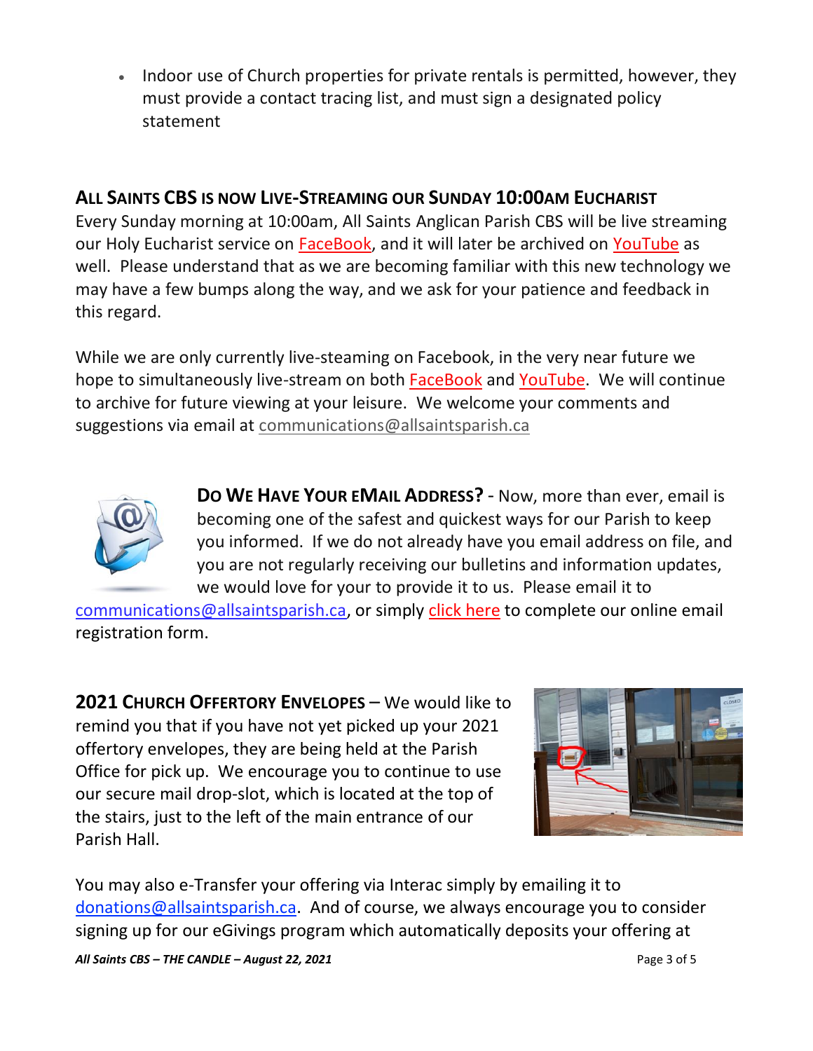- Indoor use of Church properties for private rentals is permitted, however, they must provide a contact tracing list, and must sign a designated policy statement

## ALL SAINTS CBS IS NOW LIVE-STREAMING OUR SUNDAY 10:00AM EUCHARIST

Every Sunday morning at 10:00am, All Saints Anglican Parish CBS will be live streaming our Holy Eucharist service on FaceBook, and it will later be archived on YouTube as well. Please understand that as we are becoming familiar with this new technology we may have a few bumps along the way, and we ask for your patience and feedback in this regard.

While we are only currently live-steaming on Facebook, in the very near future we hope to simultaneously live-stream on both FaceBook and YouTube. We will continue to archive for future viewing at your leisure. We welcome your comments and suggestions via email at communications@allsaintsparish.ca

**DO WE HAVE YOUR EMAIL ADDRESS?** - Now, more than ever, email is becoming one of the safest and quickest ways for our Parish to keep you informed. If we do not already have you email address on file, and you are not regularly receiving our bulletins and information updates, we would love for your to provide it to us. Please email it to communications@allsaintsparish.ca, or simply click here to complete our online email registration form.

**2021 CHURCH OFFERTORY ENVELOPES** – We would like to remind you that if you have not yet picked up your 2021 offertory envelopes, they are being held at the Parish Office for pick up. We encourage you to continue to use our secure mail drop-slot, which is located at the top of the stairs, just to the left of the main entrance of our Parish Hall.

You may also e-Transfer your offering via Interac simply by emailing it to donations@allsaintsparish.ca. And of course, we always encourage you to consider signing up for our eGivings program which automatically deposits your offering at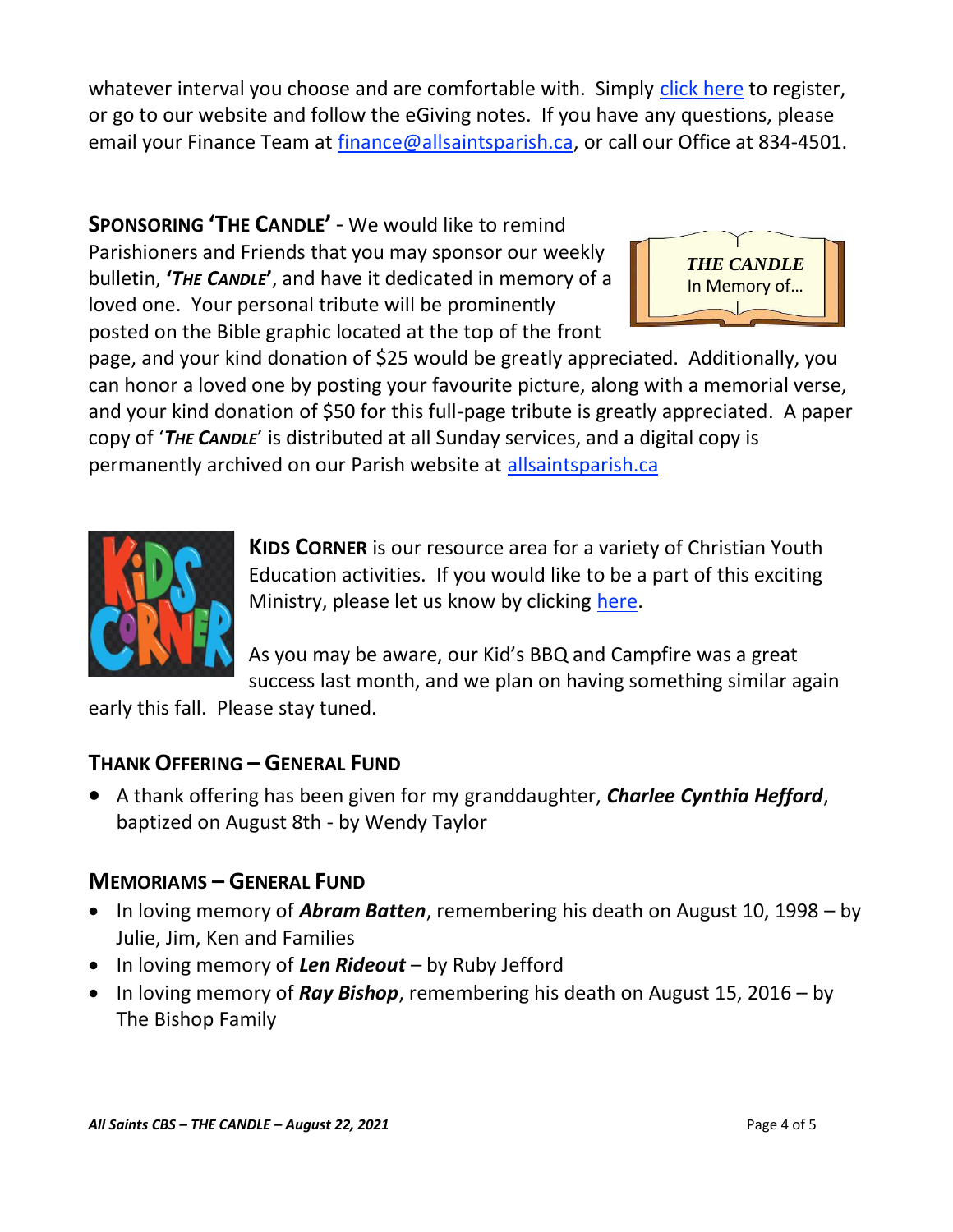whatever interval you choose and are comfortable with. Simply click here to register, or go to our website and follow the eGiving notes. If you have any questions, please email your Finance Team at finance@allsaintsparish.ca, or call our Office at 834-4501.

**SPONSORING 'THE CANDLE'** - We would like to remind Parishioners and Friends that you may sponsor our weekly bulletin, ***'THE CANDLE'***, and have it dedicated in memory of a loved one. Your personal tribute will be prominently posted on the Bible graphic located at the top of the front page, and your kind donation of $25 would be greatly appreciated. Additionally, you can honor a loved one by posting your favourite picture, along with a memorial verse, and your kind donation of $50 for this full-page tribute is greatly appreciated. A paper copy of '***THE CANDLE***' is distributed at all Sunday services, and a digital copy is permanently archived on our Parish website at allsaintsparish.ca

**KIDS CORNER** is our resource area for a variety of Christian Youth Education activities. If you would like to be a part of this exciting Ministry, please let us know by clicking here.

As you may be aware, our Kid's BBQ and Campfire was a great success last month, and we plan on having something similar again early this fall. Please stay tuned.

## THANK OFFERING – GENERAL FUND

- A thank offering has been given for my granddaughter, ***Charlee Cynthia Hefford***, baptized on August 8th - by Wendy Taylor

## MEMORIAMS – GENERAL FUND

- In loving memory of ***Abram Batten***, remembering his death on August 10, 1998 – by Julie, Jim, Ken and Families
- In loving memory of ***Len Rideout*** – by Ruby Jefford
- In loving memory of ***Ray Bishop***, remembering his death on August 15, 2016 – by The Bishop Family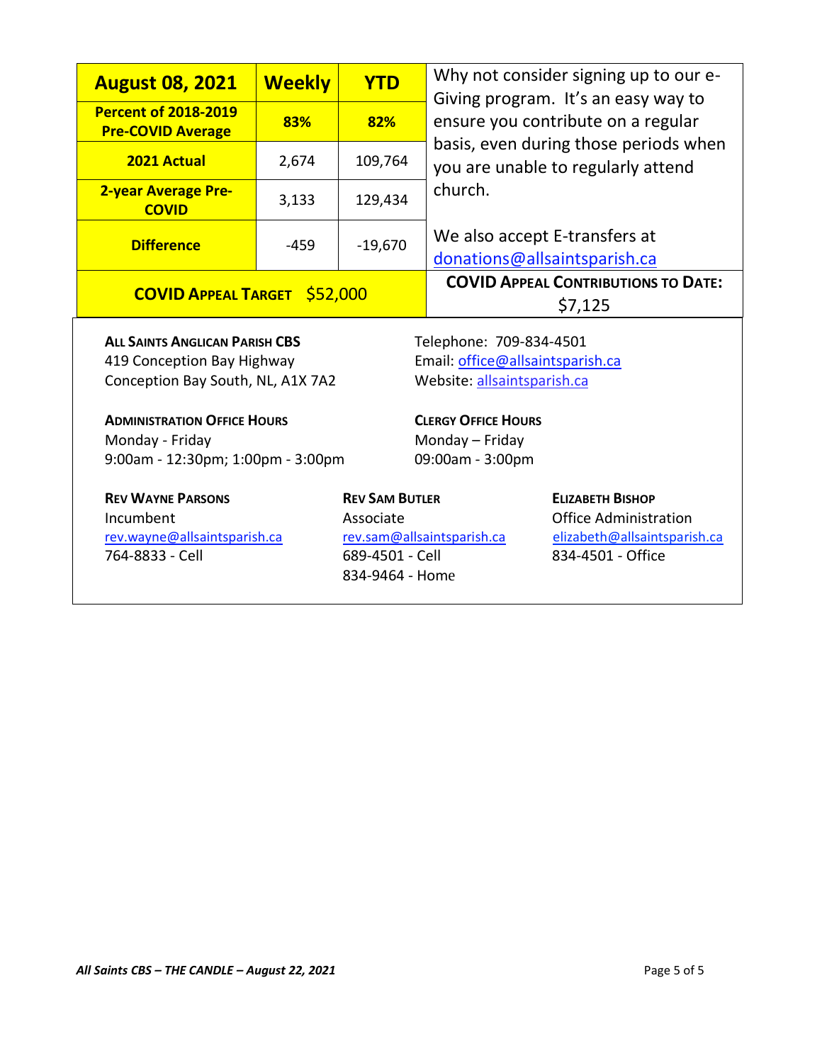| August 08, 2021 | Weekly | YTD |
|---|---|---|
| Percent of 2018-2019 Pre-COVID Average | 83% | 82% |
| 2021 Actual | 2,674 | 109,764 |
| 2-year Average Pre-COVID | 3,133 | 129,434 |
| Difference | -459 | -19,670 |
| **COVID APPEAL TARGET** $52,000 | | |

Why not consider signing up to our e-Giving program. It's an easy way to ensure you contribute on a regular basis, even during those periods when you are unable to regularly attend church.

We also accept E-transfers at donations@allsaintsparish.ca

**COVID APPEAL CONTRIBUTIONS TO DATE:** $7,125

**ALL SAINTS ANGLICAN PARISH CBS**
419 Conception Bay Highway
Conception Bay South, NL, A1X 7A2

Telephone: 709-834-4501
Email: office@allsaintsparish.ca
Website: allsaintsparish.ca

**ADMINISTRATION OFFICE HOURS**
Monday - Friday
9:00am - 12:30pm; 1:00pm - 3:00pm

**CLERGY OFFICE HOURS**
Monday – Friday
09:00am - 3:00pm

**REV WAYNE PARSONS**
Incumbent
rev.wayne@allsaintsparish.ca
764-8833 - Cell

**REV SAM BUTLER**
Associate
rev.sam@allsaintsparish.ca
689-4501 - Cell
834-9464 - Home

**ELIZABETH BISHOP**
Office Administration
elizabeth@allsaintsparish.ca
834-4501 - Office